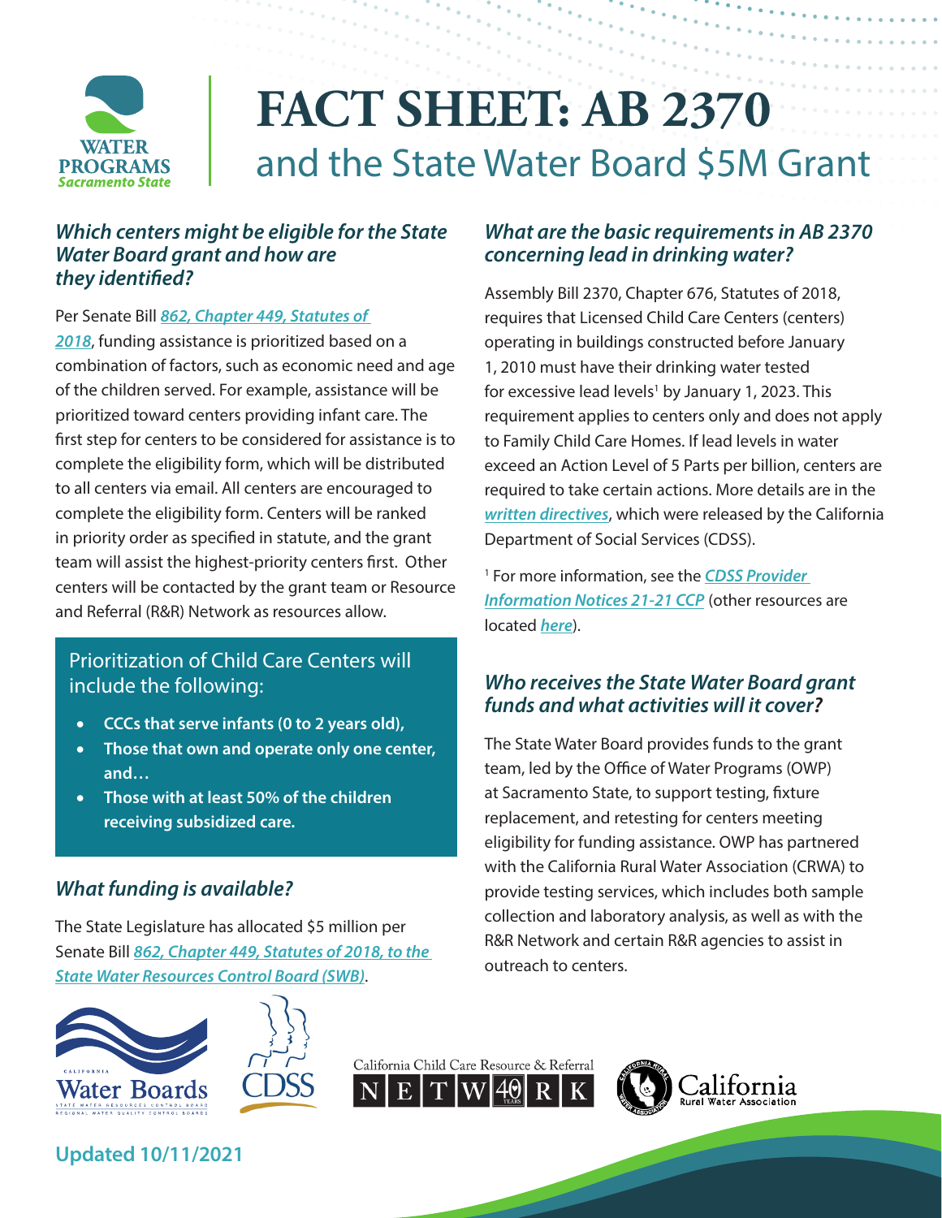# FACT SHEET: AB 2370

## and the State Water Board $5M Grant

### *Which centers might be eligible for the State Water Board grant and how are they identified?*

Per Senate Bill [*862, Chapter 449, Statutes of 2018*](), funding assistance is prioritized based on a combination of factors, such as economic need and age of the children served. For example, assistance will be prioritized toward centers providing infant care. The first step for centers to be considered for assistance is to complete the eligibility form, which will be distributed to all centers via email. All centers are encouraged to complete the eligibility form. Centers will be ranked in priority order as specified in statute, and the grant team will assist the highest-priority centers first. Other centers will be contacted by the grant team or Resource and Referral (R&R) Network as resources allow.

> Prioritization of Child Care Centers will include the following:
>
> - **CCCs that serve infants (0 to 2 years old),**
> - **Those that own and operate only one center, and…**
> - **Those with at least 50% of the children receiving subsidized care.**

### *What funding is available?*

The State Legislature has allocated $5 million per Senate Bill [*862, Chapter 449, Statutes of 2018, to the State Water Resources Control Board (SWB)*]().

### *What are the basic requirements in AB 2370 concerning lead in drinking water?*

Assembly Bill 2370, Chapter 676, Statutes of 2018, requires that Licensed Child Care Centers (centers) operating in buildings constructed before January 1, 2010 must have their drinking water tested for excessive lead levels[1] by January 1, 2023. This requirement applies to centers only and does not apply to Family Child Care Homes. If lead levels in water exceed an Action Level of 5 Parts per billion, centers are required to take certain actions. More details are in the [*written directives*](), which were released by the California Department of Social Services (CDSS).

[1] For more information, see the [*CDSS Provider Information Notices 21-21 CCP*]() (other resources are located [*here*]()).

### *Who receives the State Water Board grant funds and what activities will it cover?*

The State Water Board provides funds to the grant team, led by the Office of Water Programs (OWP) at Sacramento State, to support testing, fixture replacement, and retesting for centers meeting eligibility for funding assistance. OWP has partnered with the California Rural Water Association (CRWA) to provide testing services, which includes both sample collection and laboratory analysis, as well as with the R&R Network and certain R&R agencies to assist in outreach to centers.

**Updated 10/11/2021**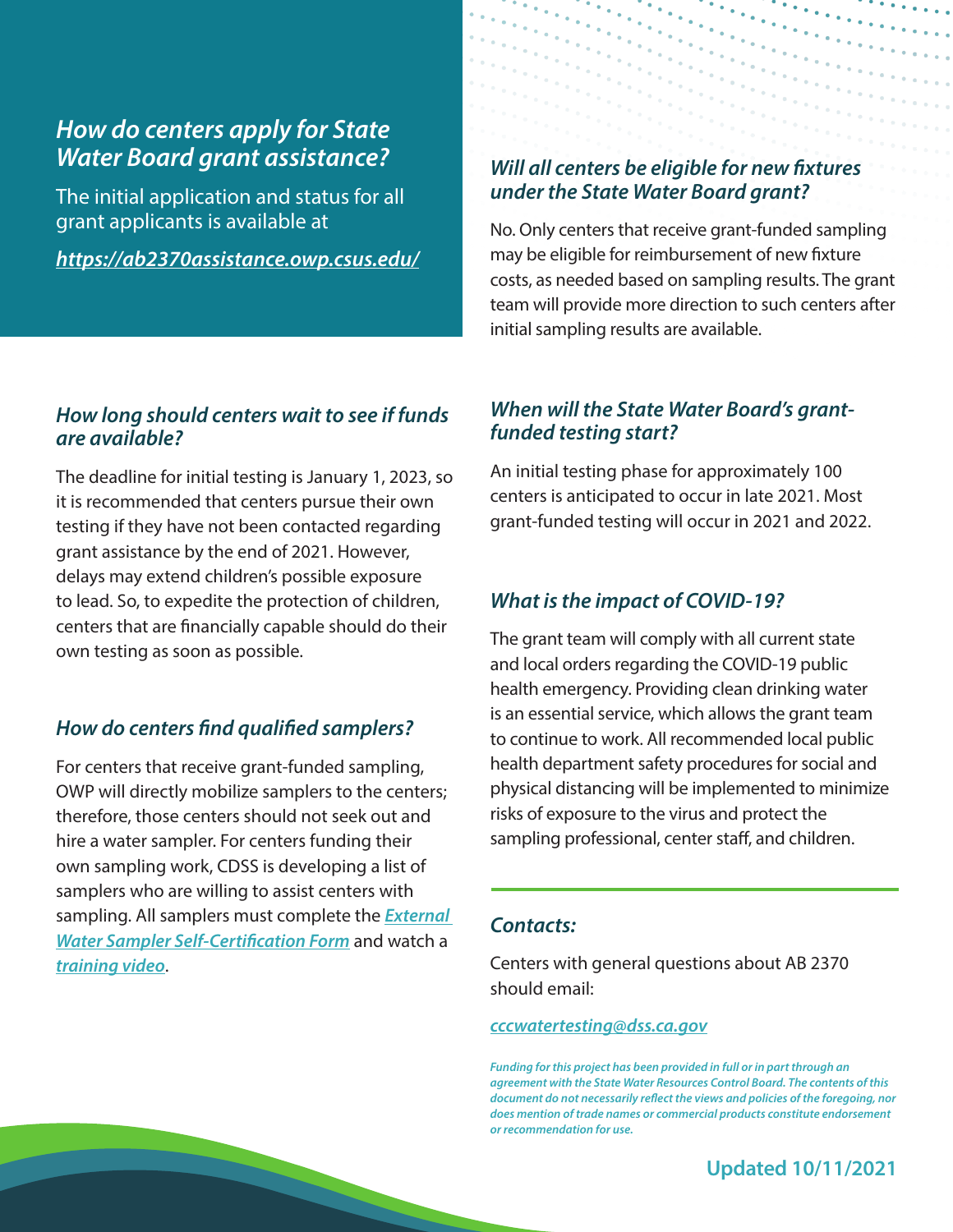## *How do centers apply for State Water Board grant assistance?*

The initial application and status for all grant applicants is available at

***https://ab2370assistance.owp.csus.edu/***

### *How long should centers wait to see if funds are available?*

The deadline for initial testing is January 1, 2023, so it is recommended that centers pursue their own testing if they have not been contacted regarding grant assistance by the end of 2021. However, delays may extend children's possible exposure to lead. So, to expedite the protection of children, centers that are financially capable should do their own testing as soon as possible.

### *How do centers find qualified samplers?*

For centers that receive grant-funded sampling, OWP will directly mobilize samplers to the centers; therefore, those centers should not seek out and hire a water sampler. For centers funding their own sampling work, CDSS is developing a list of samplers who are willing to assist centers with sampling. All samplers must complete the ***External Water Sampler Self-Certification Form*** and watch a ***training video***.

### *Will all centers be eligible for new fixtures under the State Water Board grant?*

No. Only centers that receive grant-funded sampling may be eligible for reimbursement of new fixture costs, as needed based on sampling results. The grant team will provide more direction to such centers after initial sampling results are available.

### *When will the State Water Board's grant-funded testing start?*

An initial testing phase for approximately 100 centers is anticipated to occur in late 2021. Most grant-funded testing will occur in 2021 and 2022.

### *What is the impact of COVID-19?*

The grant team will comply with all current state and local orders regarding the COVID-19 public health emergency. Providing clean drinking water is an essential service, which allows the grant team to continue to work. All recommended local public health department safety procedures for social and physical distancing will be implemented to minimize risks of exposure to the virus and protect the sampling professional, center staff, and children.

### *Contacts:*

Centers with general questions about AB 2370 should email:

*cccwatertesting@dss.ca.gov*

***Funding for this project has been provided in full or in part through an agreement with the State Water Resources Control Board. The contents of this document do not necessarily reflect the views and policies of the foregoing, nor does mention of trade names or commercial products constitute endorsement or recommendation for use.***

**Updated 10/11/2021**